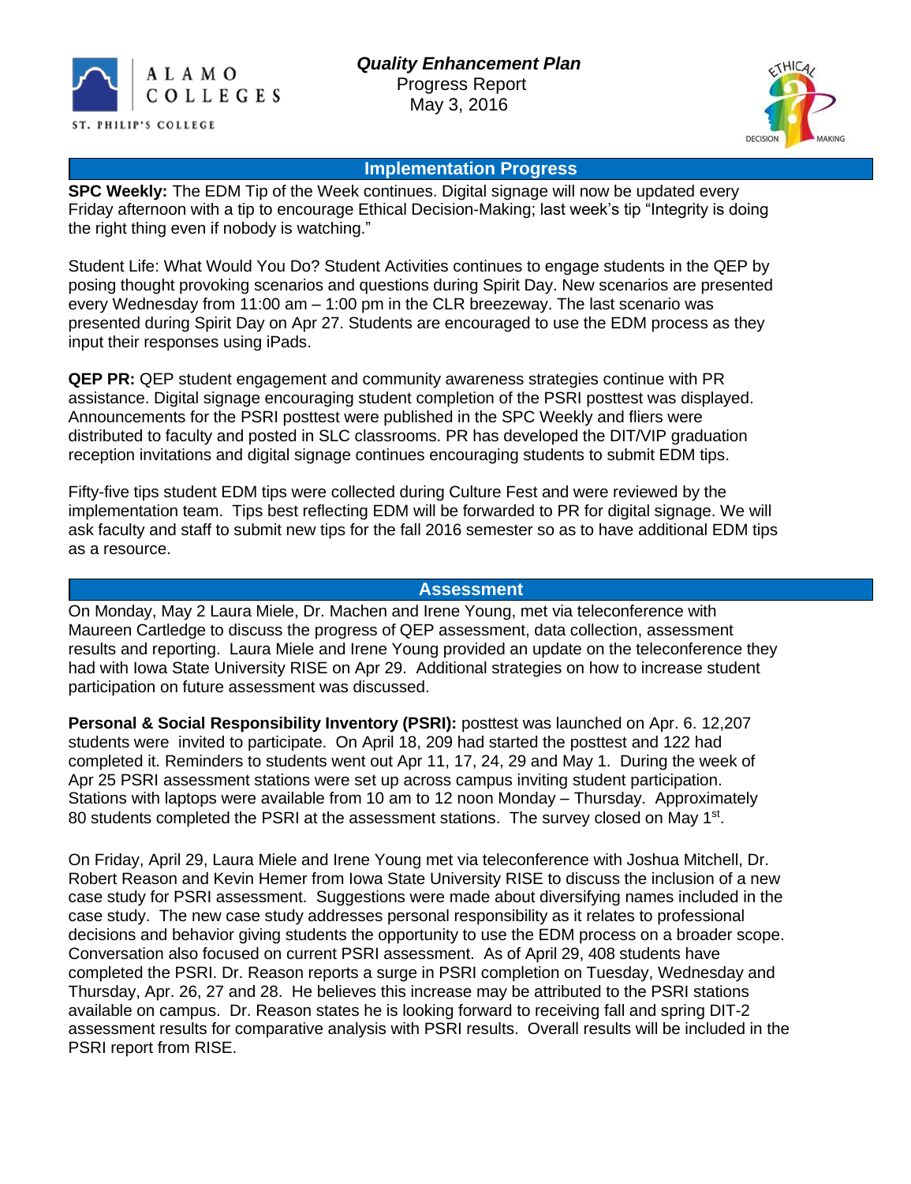ALAMO COLLEGES

ST. PHILIP'S COLLEGE

***Quality Enhancement Plan***

Progress Report

May 3, 2016

## Implementation Progress

**SPC Weekly:** The EDM Tip of the Week continues. Digital signage will now be updated every Friday afternoon with a tip to encourage Ethical Decision-Making; last week's tip "Integrity is doing the right thing even if nobody is watching."

Student Life: What Would You Do? Student Activities continues to engage students in the QEP by posing thought provoking scenarios and questions during Spirit Day. New scenarios are presented every Wednesday from 11:00 am – 1:00 pm in the CLR breezeway. The last scenario was presented during Spirit Day on Apr 27. Students are encouraged to use the EDM process as they input their responses using iPads.

**QEP PR:** QEP student engagement and community awareness strategies continue with PR assistance. Digital signage encouraging student completion of the PSRI posttest was displayed. Announcements for the PSRI posttest were published in the SPC Weekly and fliers were distributed to faculty and posted in SLC classrooms. PR has developed the DIT/VIP graduation reception invitations and digital signage continues encouraging students to submit EDM tips.

Fifty-five tips student EDM tips were collected during Culture Fest and were reviewed by the implementation team. Tips best reflecting EDM will be forwarded to PR for digital signage. We will ask faculty and staff to submit new tips for the fall 2016 semester so as to have additional EDM tips as a resource.

## Assessment

On Monday, May 2 Laura Miele, Dr. Machen and Irene Young, met via teleconference with Maureen Cartledge to discuss the progress of QEP assessment, data collection, assessment results and reporting. Laura Miele and Irene Young provided an update on the teleconference they had with Iowa State University RISE on Apr 29. Additional strategies on how to increase student participation on future assessment was discussed.

**Personal & Social Responsibility Inventory (PSRI):** posttest was launched on Apr. 6. 12,207 students were invited to participate. On April 18, 209 had started the posttest and 122 had completed it. Reminders to students went out Apr 11, 17, 24, 29 and May 1. During the week of Apr 25 PSRI assessment stations were set up across campus inviting student participation. Stations with laptops were available from 10 am to 12 noon Monday – Thursday. Approximately 80 students completed the PSRI at the assessment stations. The survey closed on May 1st.

On Friday, April 29, Laura Miele and Irene Young met via teleconference with Joshua Mitchell, Dr. Robert Reason and Kevin Hemer from Iowa State University RISE to discuss the inclusion of a new case study for PSRI assessment. Suggestions were made about diversifying names included in the case study. The new case study addresses personal responsibility as it relates to professional decisions and behavior giving students the opportunity to use the EDM process on a broader scope. Conversation also focused on current PSRI assessment. As of April 29, 408 students have completed the PSRI. Dr. Reason reports a surge in PSRI completion on Tuesday, Wednesday and Thursday, Apr. 26, 27 and 28. He believes this increase may be attributed to the PSRI stations available on campus. Dr. Reason states he is looking forward to receiving fall and spring DIT-2 assessment results for comparative analysis with PSRI results. Overall results will be included in the PSRI report from RISE.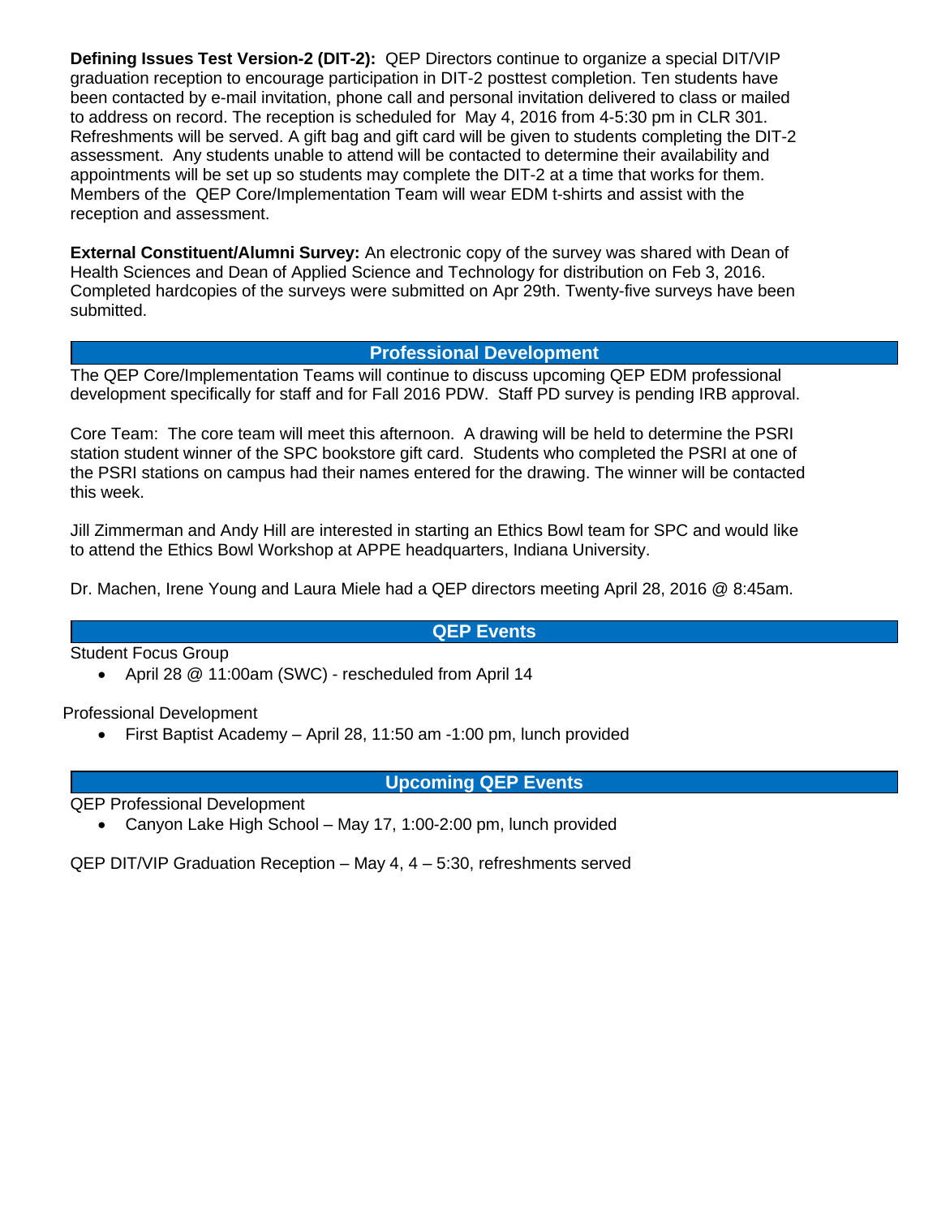**Defining Issues Test Version-2 (DIT-2):** QEP Directors continue to organize a special DIT/VIP graduation reception to encourage participation in DIT-2 posttest completion. Ten students have been contacted by e-mail invitation, phone call and personal invitation delivered to class or mailed to address on record. The reception is scheduled for May 4, 2016 from 4-5:30 pm in CLR 301. Refreshments will be served. A gift bag and gift card will be given to students completing the DIT-2 assessment. Any students unable to attend will be contacted to determine their availability and appointments will be set up so students may complete the DIT-2 at a time that works for them. Members of the QEP Core/Implementation Team will wear EDM t-shirts and assist with the reception and assessment.

**External Constituent/Alumni Survey:** An electronic copy of the survey was shared with Dean of Health Sciences and Dean of Applied Science and Technology for distribution on Feb 3, 2016. Completed hardcopies of the surveys were submitted on Apr 29th. Twenty-five surveys have been submitted.

## Professional Development

The QEP Core/Implementation Teams will continue to discuss upcoming QEP EDM professional development specifically for staff and for Fall 2016 PDW. Staff PD survey is pending IRB approval.

Core Team: The core team will meet this afternoon. A drawing will be held to determine the PSRI station student winner of the SPC bookstore gift card. Students who completed the PSRI at one of the PSRI stations on campus had their names entered for the drawing. The winner will be contacted this week.

Jill Zimmerman and Andy Hill are interested in starting an Ethics Bowl team for SPC and would like to attend the Ethics Bowl Workshop at APPE headquarters, Indiana University.

Dr. Machen, Irene Young and Laura Miele had a QEP directors meeting April 28, 2016 @ 8:45am.

## QEP Events

Student Focus Group

- April 28 @ 11:00am (SWC) - rescheduled from April 14

Professional Development

- First Baptist Academy – April 28, 11:50 am -1:00 pm, lunch provided

## Upcoming QEP Events

QEP Professional Development

- Canyon Lake High School – May 17, 1:00-2:00 pm, lunch provided

QEP DIT/VIP Graduation Reception – May 4, 4 – 5:30, refreshments served